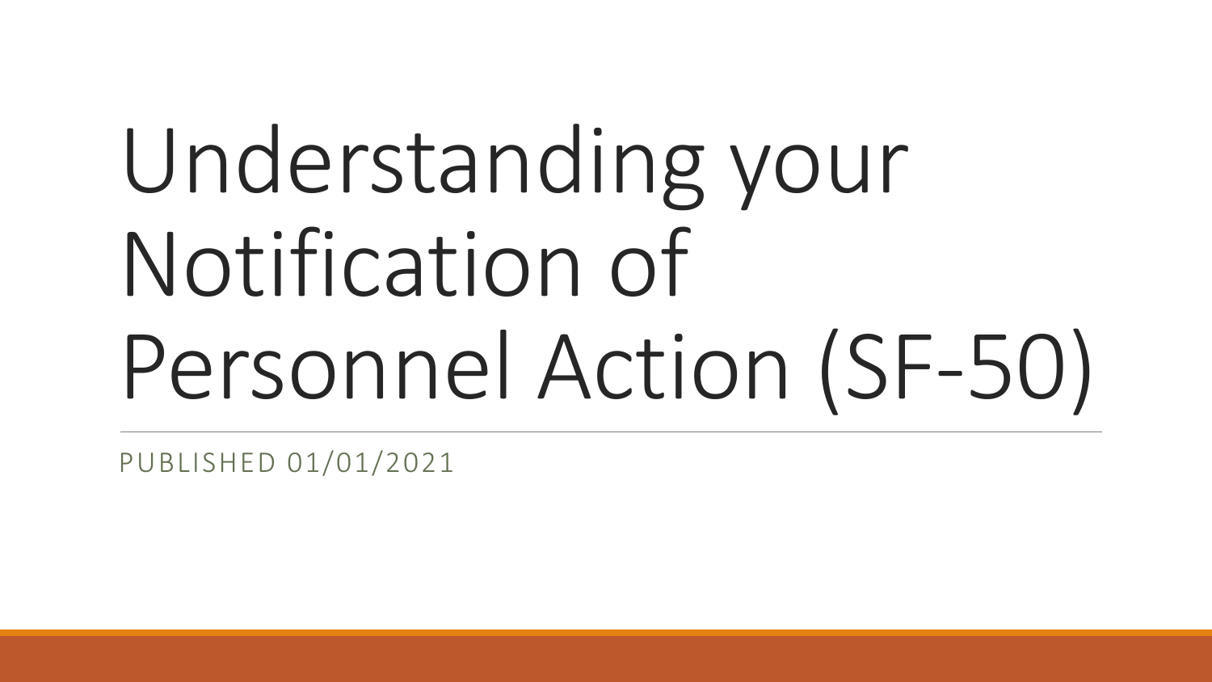# Understanding your Notification of Personnel Action (SF-50)

PUBLISHED 01/01/2021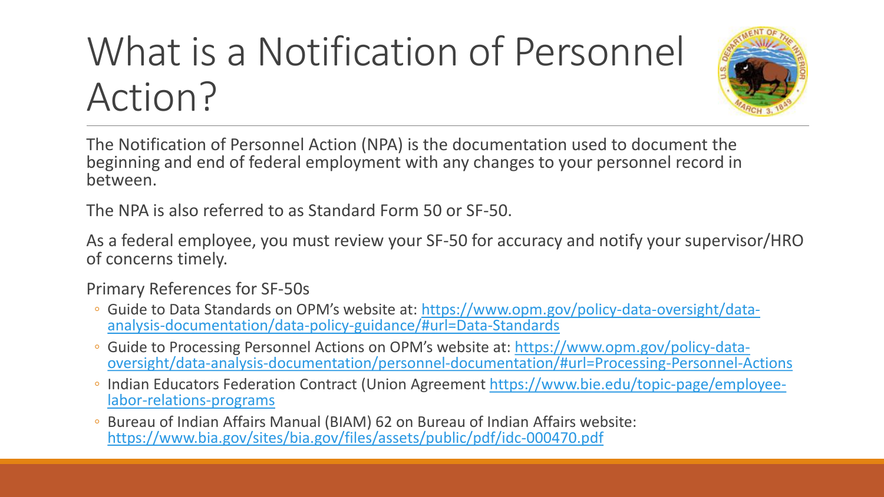# What is a Notification of Personnel Action?

The Notification of Personnel Action (NPA) is the documentation used to document the beginning and end of federal employment with any changes to your personnel record in between.

The NPA is also referred to as Standard Form 50 or SF-50.

As a federal employee, you must review your SF-50 for accuracy and notify your supervisor/HRO of concerns timely.

Primary References for SF-50s

- Guide to Data Standards on OPM's website at: https://www.opm.gov/policy-data-oversight/data-analysis-documentation/data-policy-guidance/#url=Data-Standards
- Guide to Processing Personnel Actions on OPM's website at: https://www.opm.gov/policy-data-oversight/data-analysis-documentation/personnel-documentation/#url=Processing-Personnel-Actions
- Indian Educators Federation Contract (Union Agreement https://www.bie.edu/topic-page/employee-labor-relations-programs
- Bureau of Indian Affairs Manual (BIAM) 62 on Bureau of Indian Affairs website: https://www.bia.gov/sites/bia.gov/files/assets/public/pdf/idc-000470.pdf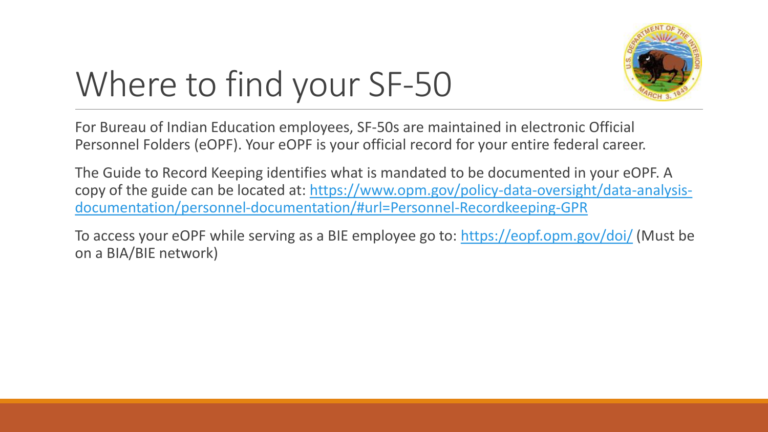# Where to find your SF-50

For Bureau of Indian Education employees, SF-50s are maintained in electronic Official Personnel Folders (eOPF). Your eOPF is your official record for your entire federal career.

The Guide to Record Keeping identifies what is mandated to be documented in your eOPF. A copy of the guide can be located at: https://www.opm.gov/policy-data-oversight/data-analysis-documentation/personnel-documentation/#url=Personnel-Recordkeeping-GPR

To access your eOPF while serving as a BIE employee go to: https://eopf.opm.gov/doi/ (Must be on a BIA/BIE network)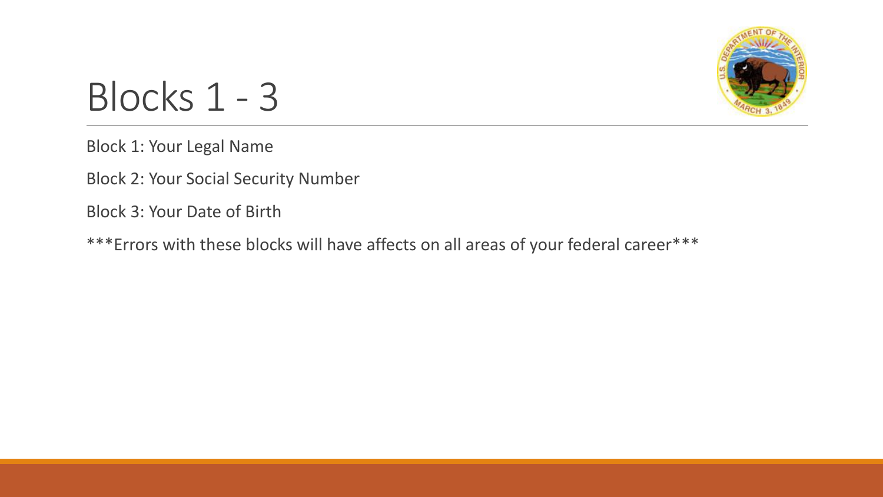# Blocks 1 - 3

Block 1: Your Legal Name

Block 2: Your Social Security Number

Block 3: Your Date of Birth

***Errors with these blocks will have affects on all areas of your federal career***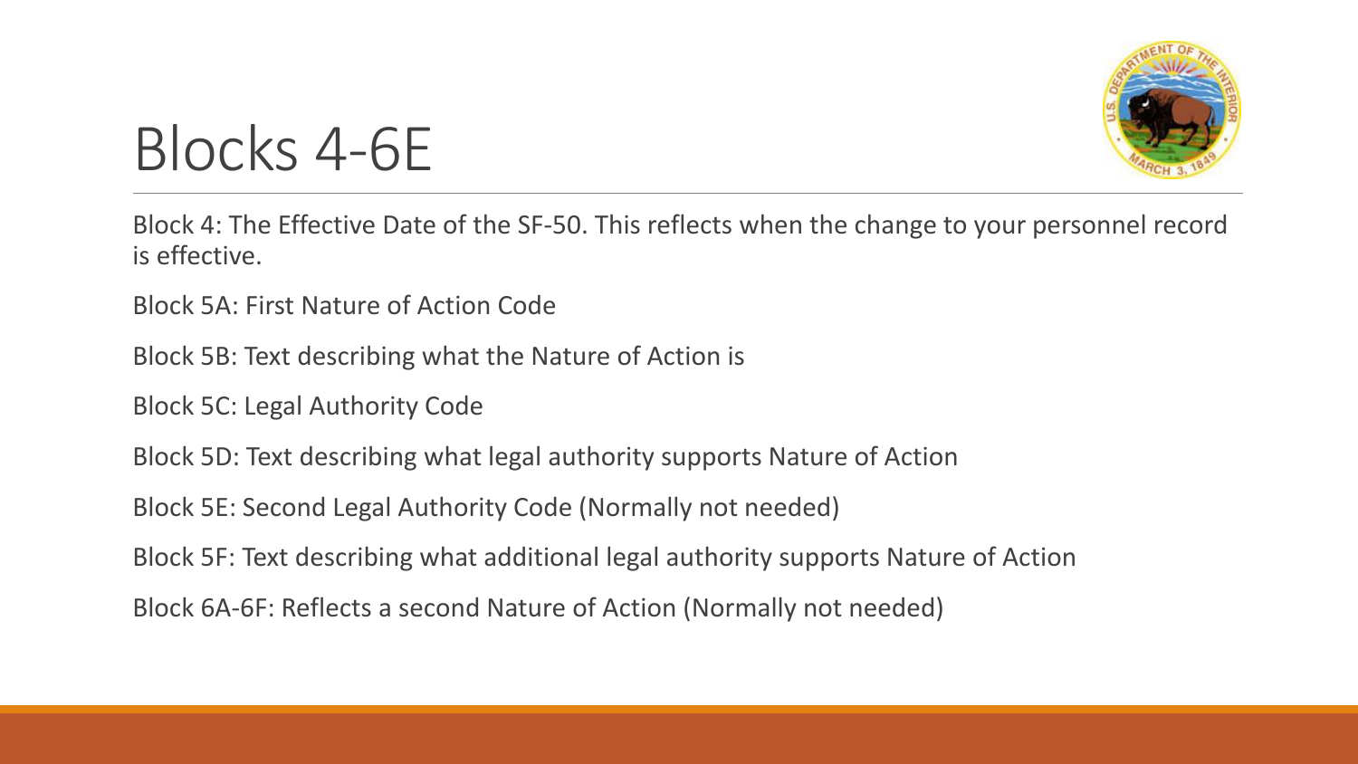# Blocks 4-6E

Block 4: The Effective Date of the SF-50. This reflects when the change to your personnel record is effective.

Block 5A: First Nature of Action Code

Block 5B: Text describing what the Nature of Action is

Block 5C: Legal Authority Code

Block 5D: Text describing what legal authority supports Nature of Action

Block 5E: Second Legal Authority Code (Normally not needed)

Block 5F: Text describing what additional legal authority supports Nature of Action

Block 6A-6F: Reflects a second Nature of Action (Normally not needed)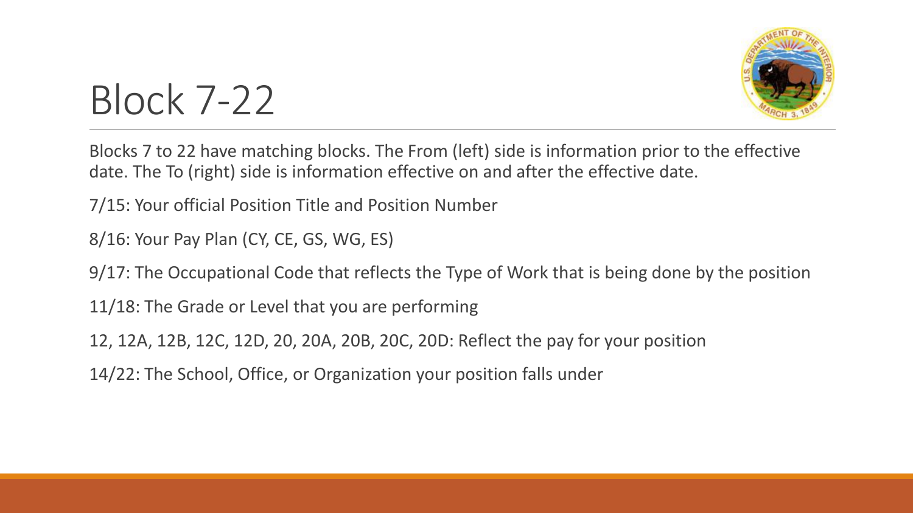# Block 7-22

Blocks 7 to 22 have matching blocks. The From (left) side is information prior to the effective date. The To (right) side is information effective on and after the effective date.

7/15: Your official Position Title and Position Number

8/16: Your Pay Plan (CY, CE, GS, WG, ES)

9/17: The Occupational Code that reflects the Type of Work that is being done by the position

11/18: The Grade or Level that you are performing

12, 12A, 12B, 12C, 12D, 20, 20A, 20B, 20C, 20D: Reflect the pay for your position

14/22: The School, Office, or Organization your position falls under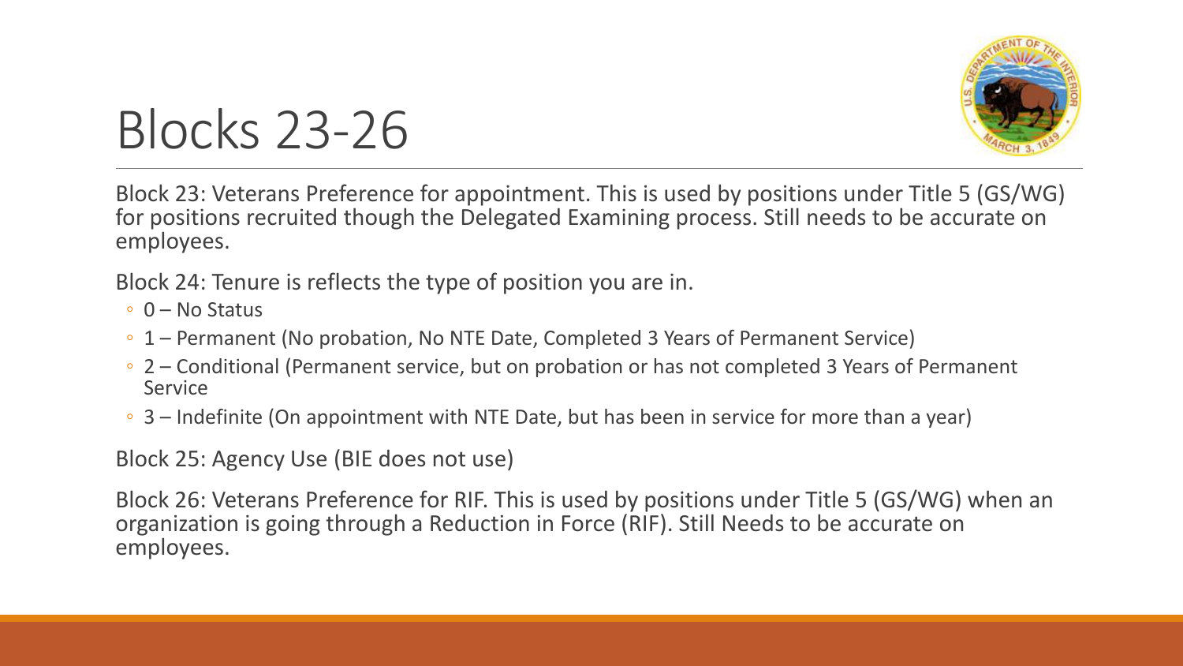# Blocks 23-26

Block 23: Veterans Preference for appointment. This is used by positions under Title 5 (GS/WG) for positions recruited though the Delegated Examining process. Still needs to be accurate on employees.

Block 24: Tenure is reflects the type of position you are in.

- 0 – No Status
- 1 – Permanent (No probation, No NTE Date, Completed 3 Years of Permanent Service)
- 2 – Conditional (Permanent service, but on probation or has not completed 3 Years of Permanent Service
- 3 – Indefinite (On appointment with NTE Date, but has been in service for more than a year)

Block 25: Agency Use (BIE does not use)

Block 26: Veterans Preference for RIF. This is used by positions under Title 5 (GS/WG) when an organization is going through a Reduction in Force (RIF). Still Needs to be accurate on employees.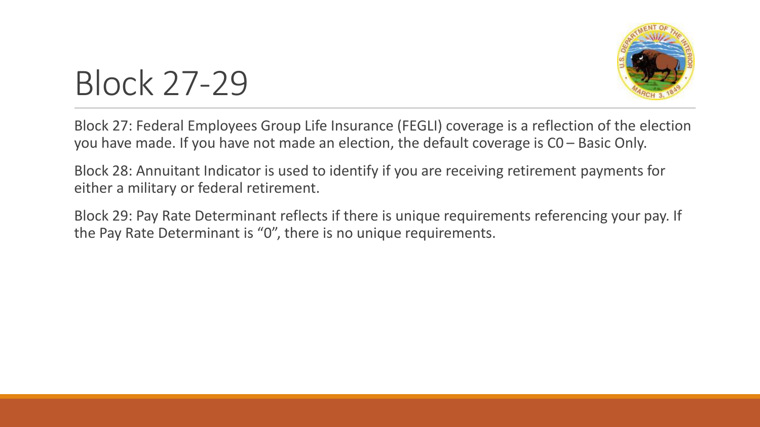# Block 27-29

Block 27: Federal Employees Group Life Insurance (FEGLI) coverage is a reflection of the election you have made. If you have not made an election, the default coverage is C0 – Basic Only.

Block 28: Annuitant Indicator is used to identify if you are receiving retirement payments for either a military or federal retirement.

Block 29: Pay Rate Determinant reflects if there is unique requirements referencing your pay. If the Pay Rate Determinant is "0", there is no unique requirements.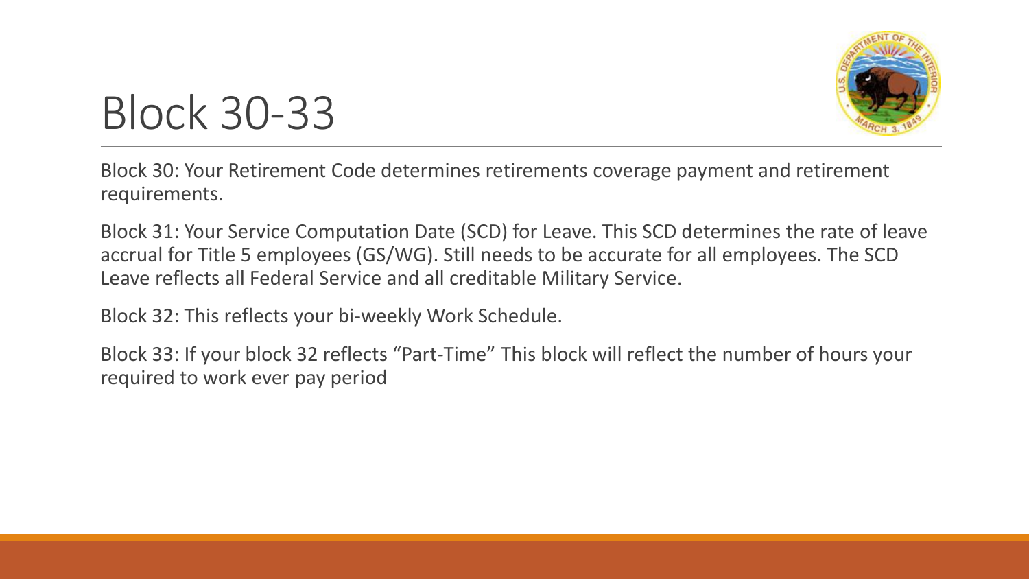# Block 30-33

Block 30: Your Retirement Code determines retirements coverage payment and retirement requirements.

Block 31: Your Service Computation Date (SCD) for Leave. This SCD determines the rate of leave accrual for Title 5 employees (GS/WG). Still needs to be accurate for all employees. The SCD Leave reflects all Federal Service and all creditable Military Service.

Block 32: This reflects your bi-weekly Work Schedule.

Block 33: If your block 32 reflects "Part-Time" This block will reflect the number of hours your required to work ever pay period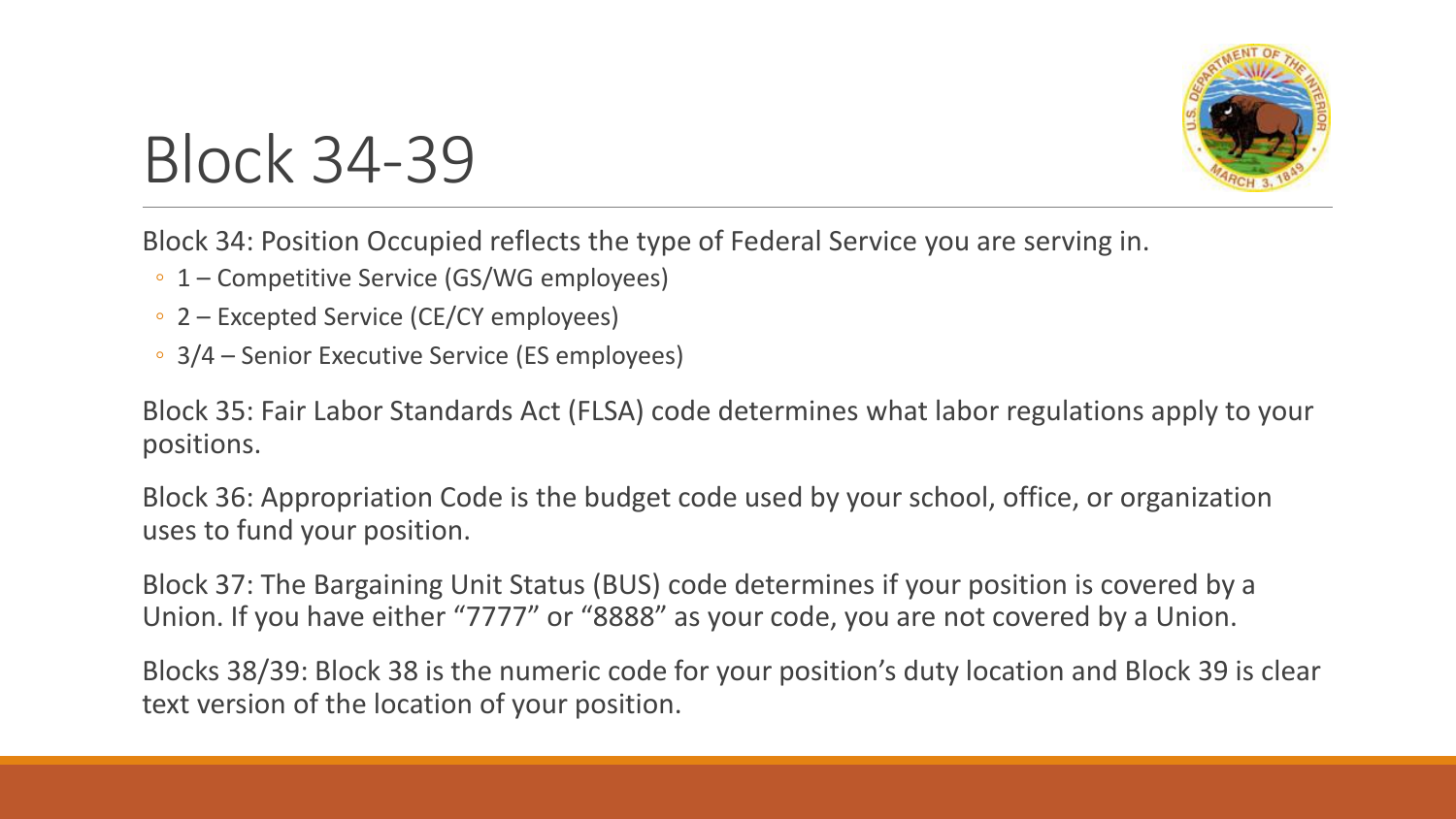# Block 34-39

Block 34: Position Occupied reflects the type of Federal Service you are serving in.

- 1 – Competitive Service (GS/WG employees)
- 2 – Excepted Service (CE/CY employees)
- 3/4 – Senior Executive Service (ES employees)

Block 35: Fair Labor Standards Act (FLSA) code determines what labor regulations apply to your positions.

Block 36: Appropriation Code is the budget code used by your school, office, or organization uses to fund your position.

Block 37: The Bargaining Unit Status (BUS) code determines if your position is covered by a Union. If you have either “7777” or “8888” as your code, you are not covered by a Union.

Blocks 38/39: Block 38 is the numeric code for your position’s duty location and Block 39 is clear text version of the location of your position.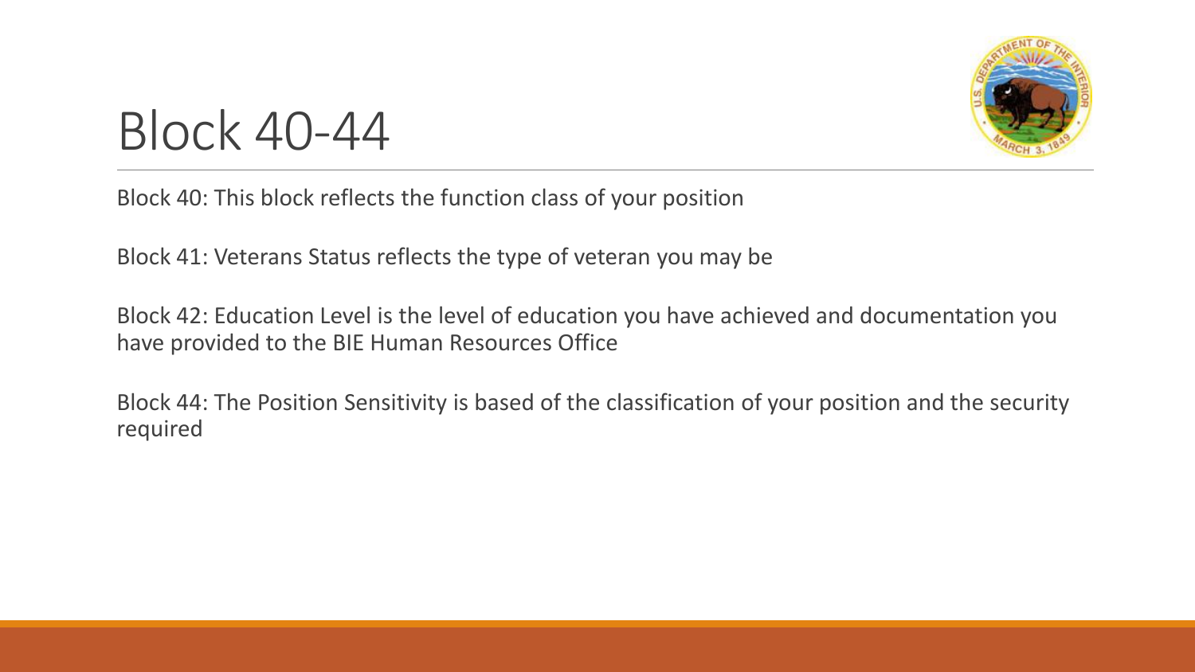# Block 40-44

Block 40: This block reflects the function class of your position

Block 41: Veterans Status reflects the type of veteran you may be

Block 42: Education Level is the level of education you have achieved and documentation you have provided to the BIE Human Resources Office

Block 44: The Position Sensitivity is based of the classification of your position and the security required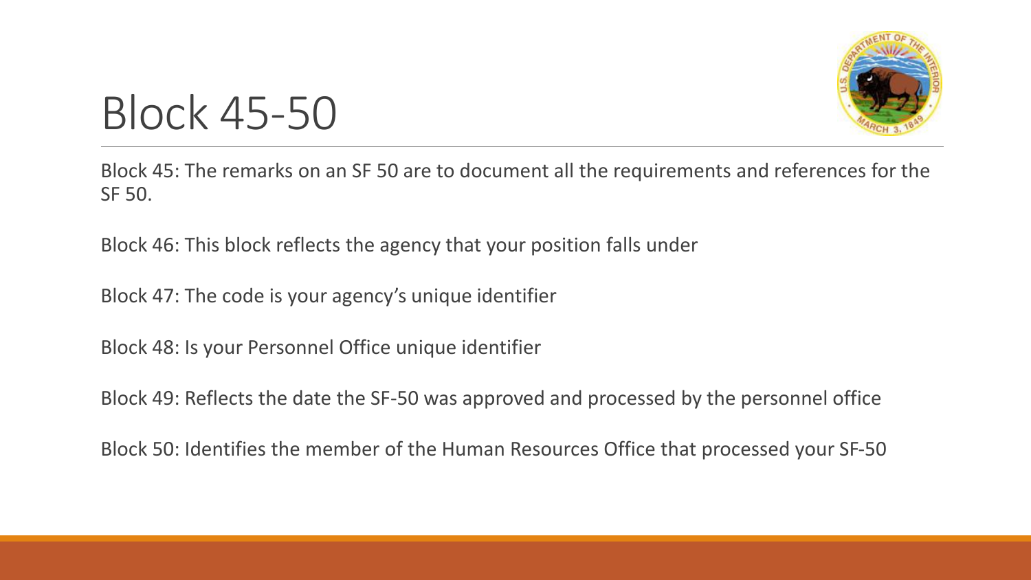# Block 45-50

Block 45: The remarks on an SF 50 are to document all the requirements and references for the SF 50.

Block 46: This block reflects the agency that your position falls under

Block 47: The code is your agency's unique identifier

Block 48: Is your Personnel Office unique identifier

Block 49: Reflects the date the SF-50 was approved and processed by the personnel office

Block 50: Identifies the member of the Human Resources Office that processed your SF-50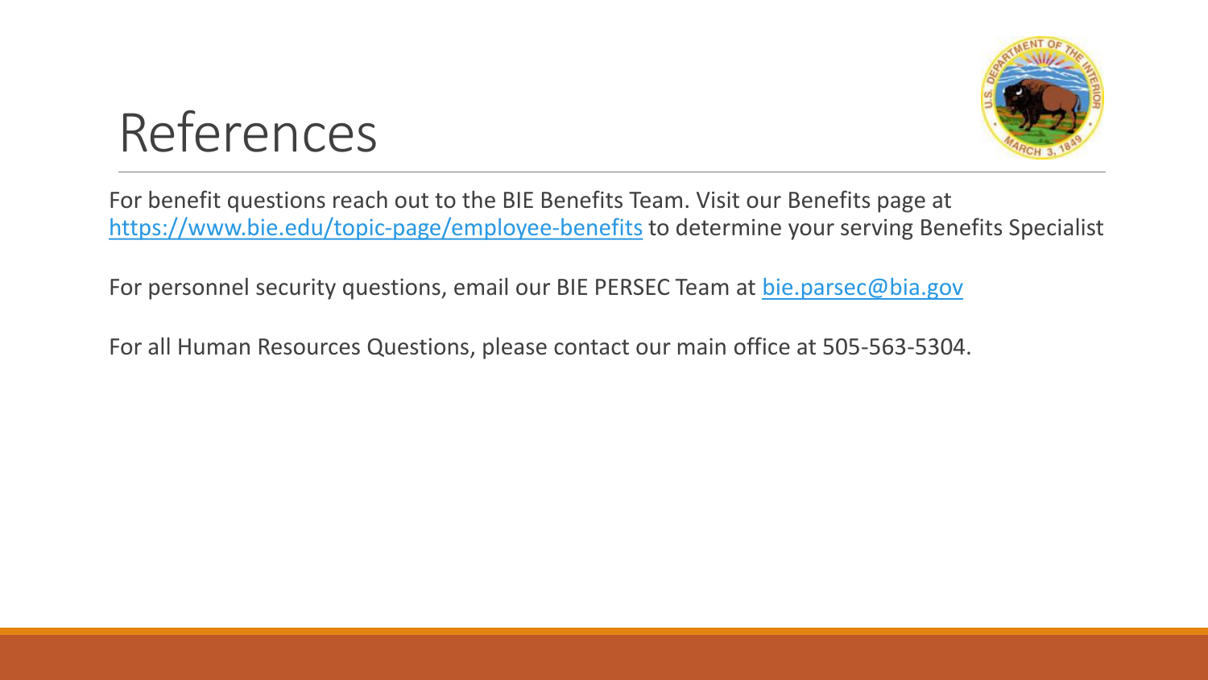# References

For benefit questions reach out to the BIE Benefits Team. Visit our Benefits page at https://www.bie.edu/topic-page/employee-benefits to determine your serving Benefits Specialist

For personnel security questions, email our BIE PERSEC Team at bie.parsec@bia.gov

For all Human Resources Questions, please contact our main office at 505-563-5304.